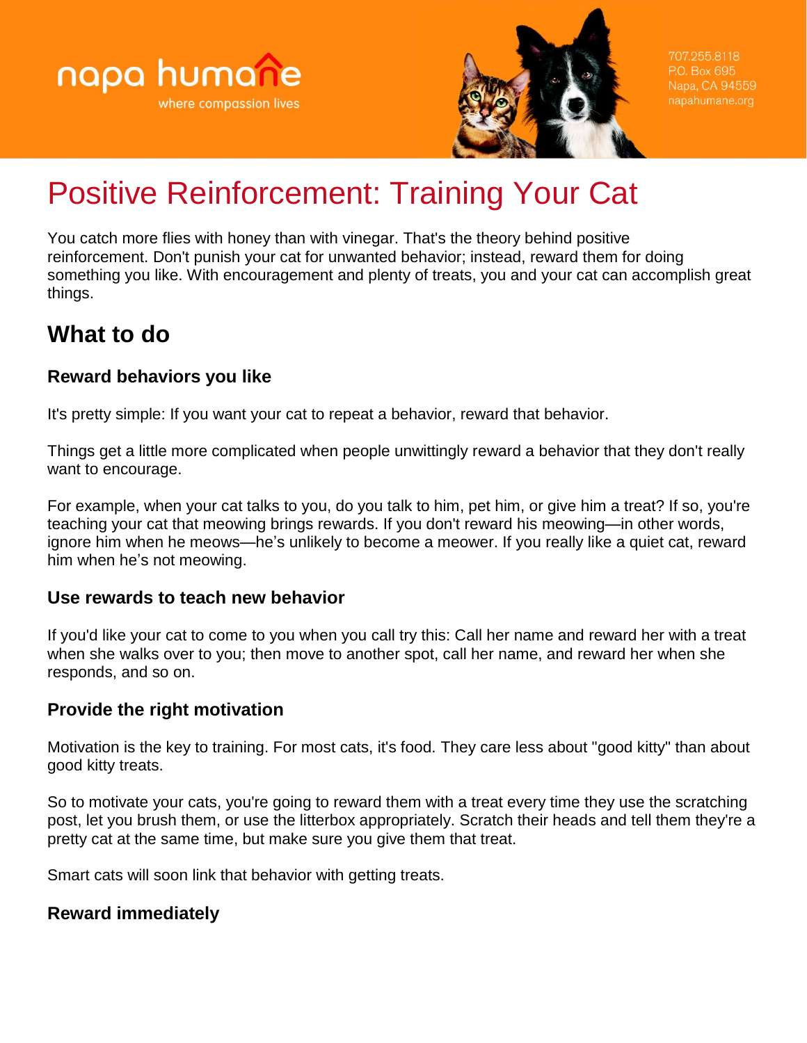napa humane
where compassion lives

707.255.8118
P.O. Box 695
Napa, CA 94559
napahumane.org

# Positive Reinforcement: Training Your Cat

You catch more flies with honey than with vinegar. That's the theory behind positive reinforcement. Don't punish your cat for unwanted behavior; instead, reward them for doing something you like. With encouragement and plenty of treats, you and your cat can accomplish great things.

## What to do

### Reward behaviors you like

It's pretty simple: If you want your cat to repeat a behavior, reward that behavior.

Things get a little more complicated when people unwittingly reward a behavior that they don't really want to encourage.

For example, when your cat talks to you, do you talk to him, pet him, or give him a treat? If so, you're teaching your cat that meowing brings rewards. If you don't reward his meowing—in other words, ignore him when he meows—he's unlikely to become a meower. If you really like a quiet cat, reward him when he's not meowing.

### Use rewards to teach new behavior

If you'd like your cat to come to you when you call try this: Call her name and reward her with a treat when she walks over to you; then move to another spot, call her name, and reward her when she responds, and so on.

### Provide the right motivation

Motivation is the key to training. For most cats, it's food. They care less about "good kitty" than about good kitty treats.

So to motivate your cats, you're going to reward them with a treat every time they use the scratching post, let you brush them, or use the litterbox appropriately. Scratch their heads and tell them they're a pretty cat at the same time, but make sure you give them that treat.

Smart cats will soon link that behavior with getting treats.

### Reward immediately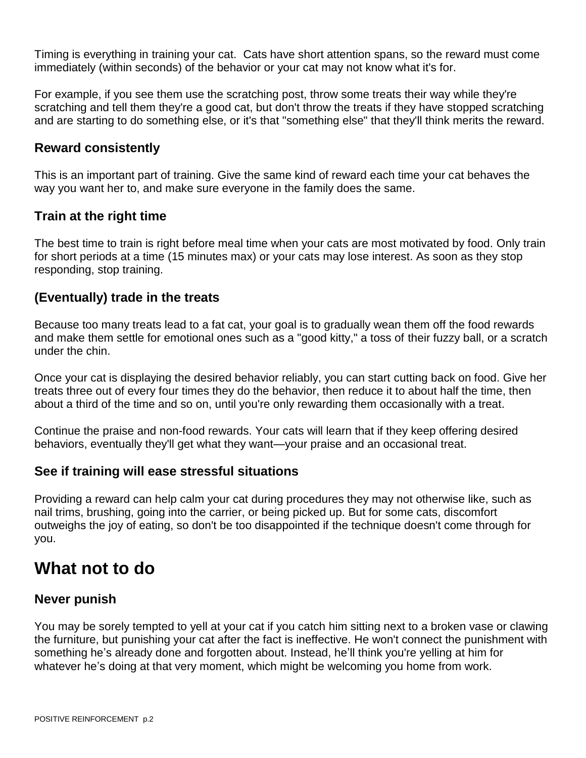Timing is everything in training your cat. Cats have short attention spans, so the reward must come immediately (within seconds) of the behavior or your cat may not know what it's for.

For example, if you see them use the scratching post, throw some treats their way while they're scratching and tell them they're a good cat, but don't throw the treats if they have stopped scratching and are starting to do something else, or it's that "something else" that they'll think merits the reward.

### Reward consistently

This is an important part of training. Give the same kind of reward each time your cat behaves the way you want her to, and make sure everyone in the family does the same.

### Train at the right time

The best time to train is right before meal time when your cats are most motivated by food. Only train for short periods at a time (15 minutes max) or your cats may lose interest. As soon as they stop responding, stop training.

### (Eventually) trade in the treats

Because too many treats lead to a fat cat, your goal is to gradually wean them off the food rewards and make them settle for emotional ones such as a "good kitty," a toss of their fuzzy ball, or a scratch under the chin.

Once your cat is displaying the desired behavior reliably, you can start cutting back on food. Give her treats three out of every four times they do the behavior, then reduce it to about half the time, then about a third of the time and so on, until you're only rewarding them occasionally with a treat.

Continue the praise and non-food rewards. Your cats will learn that if they keep offering desired behaviors, eventually they'll get what they want—your praise and an occasional treat.

### See if training will ease stressful situations

Providing a reward can help calm your cat during procedures they may not otherwise like, such as nail trims, brushing, going into the carrier, or being picked up. But for some cats, discomfort outweighs the joy of eating, so don't be too disappointed if the technique doesn't come through for you.

## What not to do

### Never punish

You may be sorely tempted to yell at your cat if you catch him sitting next to a broken vase or clawing the furniture, but punishing your cat after the fact is ineffective. He won't connect the punishment with something he's already done and forgotten about. Instead, he'll think you're yelling at him for whatever he's doing at that very moment, which might be welcoming you home from work.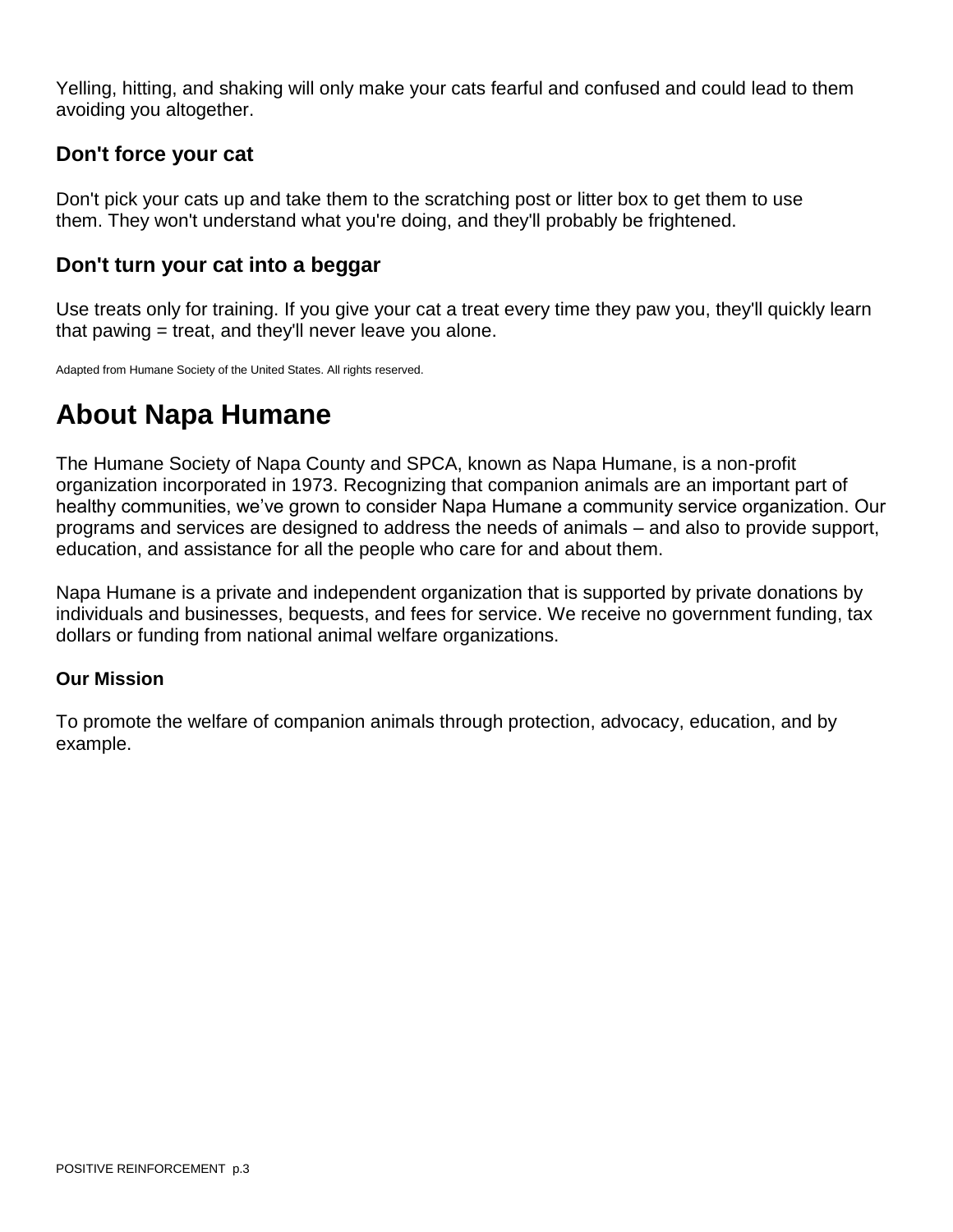Yelling, hitting, and shaking will only make your cats fearful and confused and could lead to them avoiding you altogether.

### Don't force your cat

Don't pick your cats up and take them to the scratching post or litter box to get them to use them. They won't understand what you're doing, and they'll probably be frightened.

### Don't turn your cat into a beggar

Use treats only for training. If you give your cat a treat every time they paw you, they'll quickly learn that pawing = treat, and they'll never leave you alone.

Adapted from Humane Society of the United States. All rights reserved.

# About Napa Humane

The Humane Society of Napa County and SPCA, known as Napa Humane, is a non-profit organization incorporated in 1973. Recognizing that companion animals are an important part of healthy communities, we've grown to consider Napa Humane a community service organization. Our programs and services are designed to address the needs of animals – and also to provide support, education, and assistance for all the people who care for and about them.

Napa Humane is a private and independent organization that is supported by private donations by individuals and businesses, bequests, and fees for service. We receive no government funding, tax dollars or funding from national animal welfare organizations.

#### Our Mission

To promote the welfare of companion animals through protection, advocacy, education, and by example.